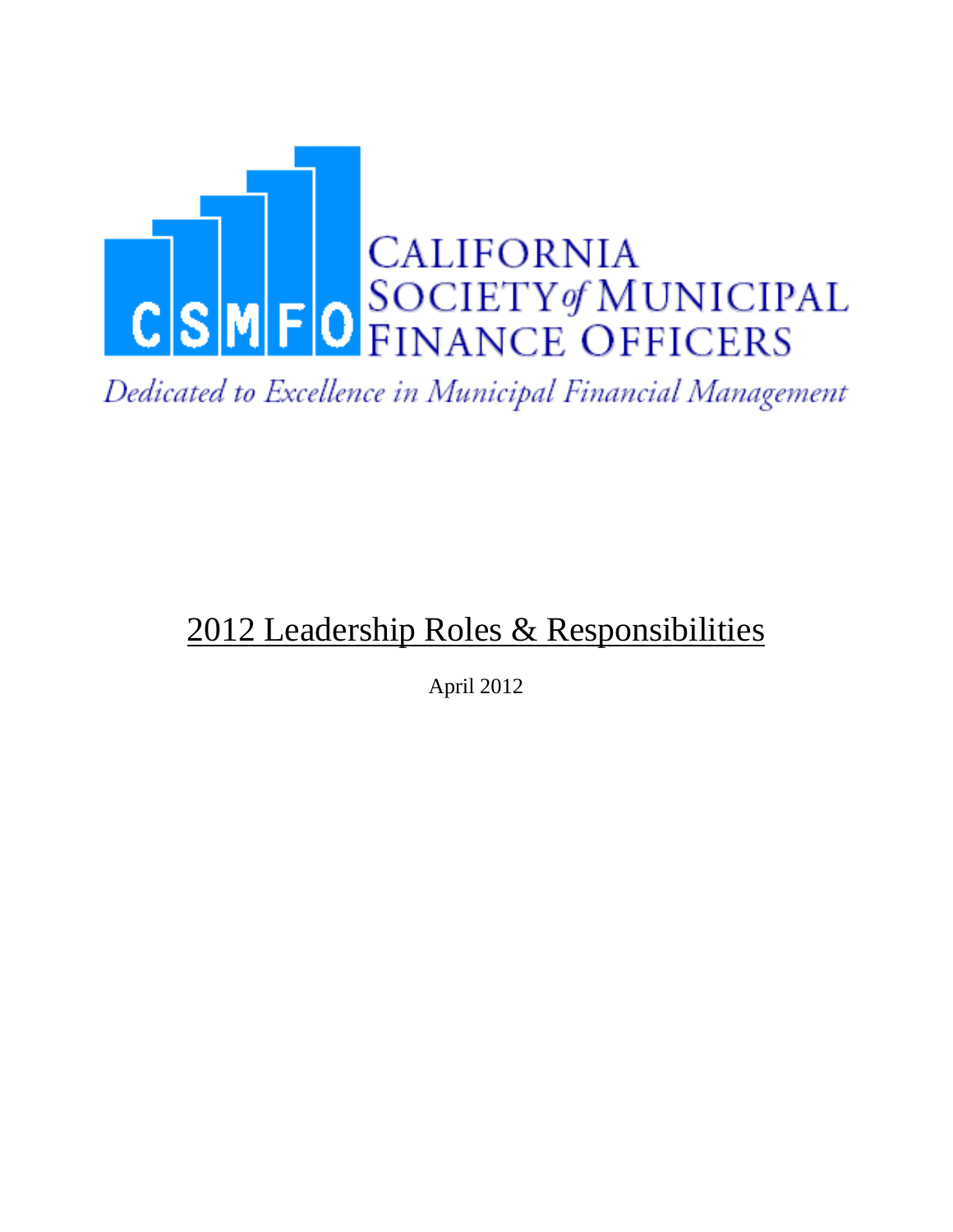CSMFO

CALIFORNIA SOCIETY *of* MUNICIPAL FINANCE OFFICERS

*Dedicated to Excellence in Municipal Financial Management*

# 2012 Leadership Roles & Responsibilities

April 2012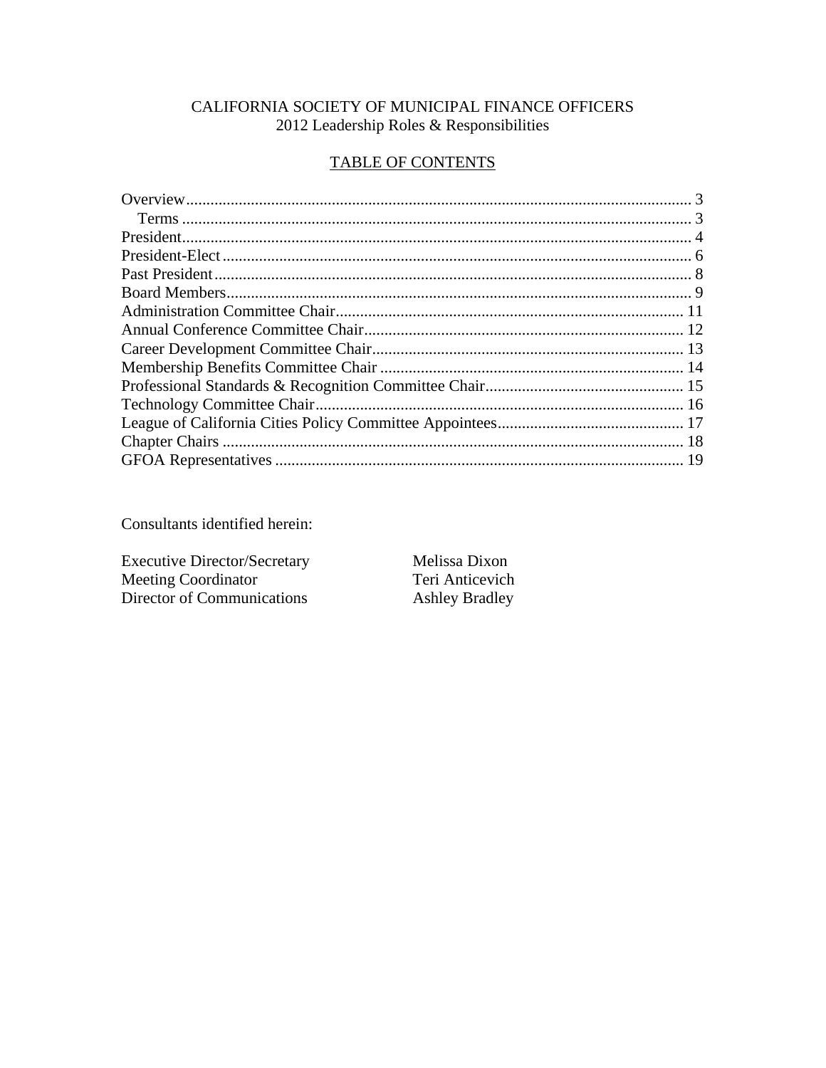# CALIFORNIA SOCIETY OF MUNICIPAL FINANCE OFFICERS

2012 Leadership Roles & Responsibilities

## TABLE OF CONTENTS

| | |
|---|---|
| Overview | 3 |
| Terms | 3 |
| President | 4 |
| President-Elect | 6 |
| Past President | 8 |
| Board Members | 9 |
| Administration Committee Chair | 11 |
| Annual Conference Committee Chair | 12 |
| Career Development Committee Chair | 13 |
| Membership Benefits Committee Chair | 14 |
| Professional Standards & Recognition Committee Chair | 15 |
| Technology Committee Chair | 16 |
| League of California Cities Policy Committee Appointees | 17 |
| Chapter Chairs | 18 |
| GFOA Representatives | 19 |

Consultants identified herein:

| | |
|---|---|
| Executive Director/Secretary | Melissa Dixon |
| Meeting Coordinator | Teri Anticevich |
| Director of Communications | Ashley Bradley |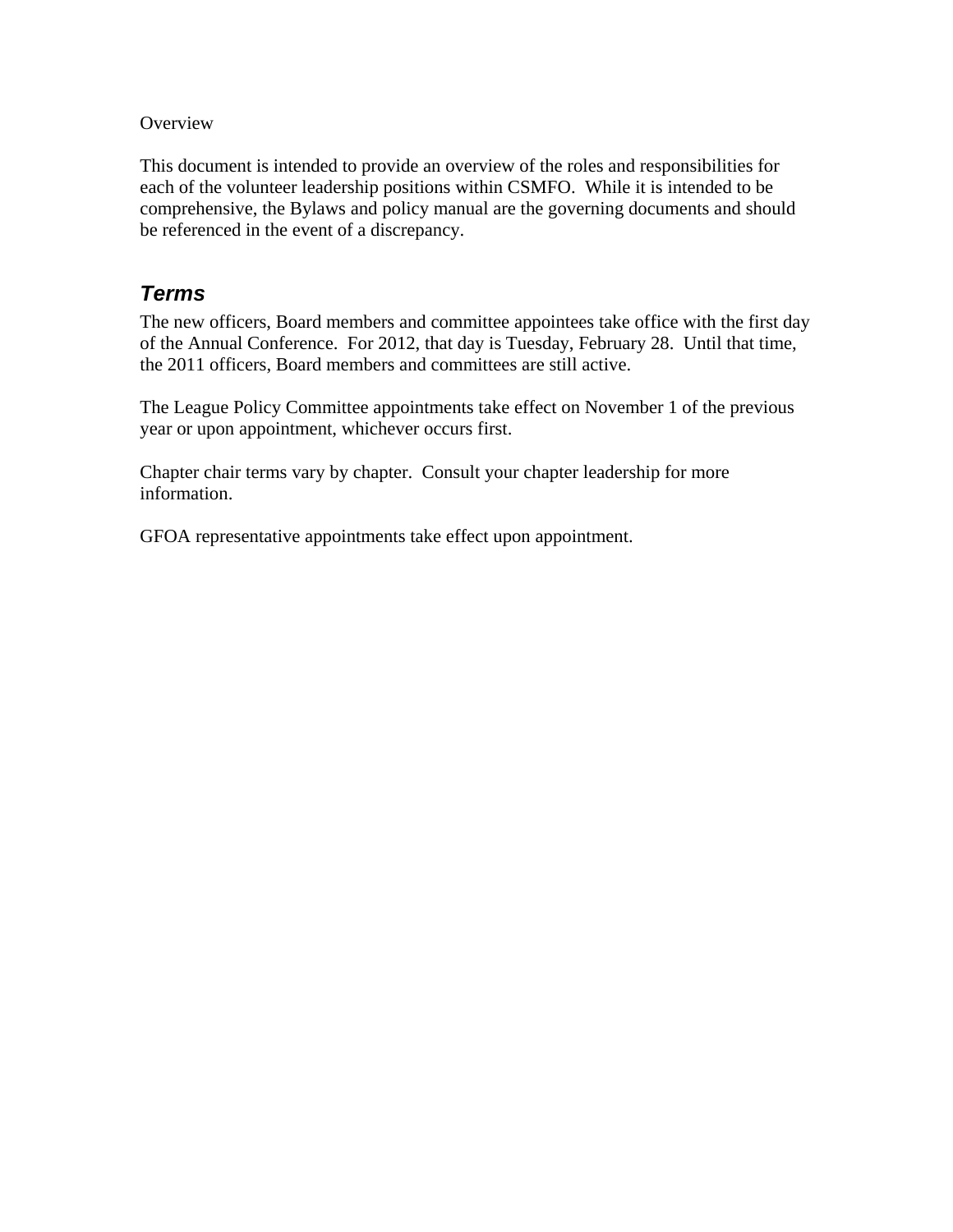Overview

This document is intended to provide an overview of the roles and responsibilities for each of the volunteer leadership positions within CSMFO. While it is intended to be comprehensive, the Bylaws and policy manual are the governing documents and should be referenced in the event of a discrepancy.

## *Terms*

The new officers, Board members and committee appointees take office with the first day of the Annual Conference. For 2012, that day is Tuesday, February 28. Until that time, the 2011 officers, Board members and committees are still active.

The League Policy Committee appointments take effect on November 1 of the previous year or upon appointment, whichever occurs first.

Chapter chair terms vary by chapter. Consult your chapter leadership for more information.

GFOA representative appointments take effect upon appointment.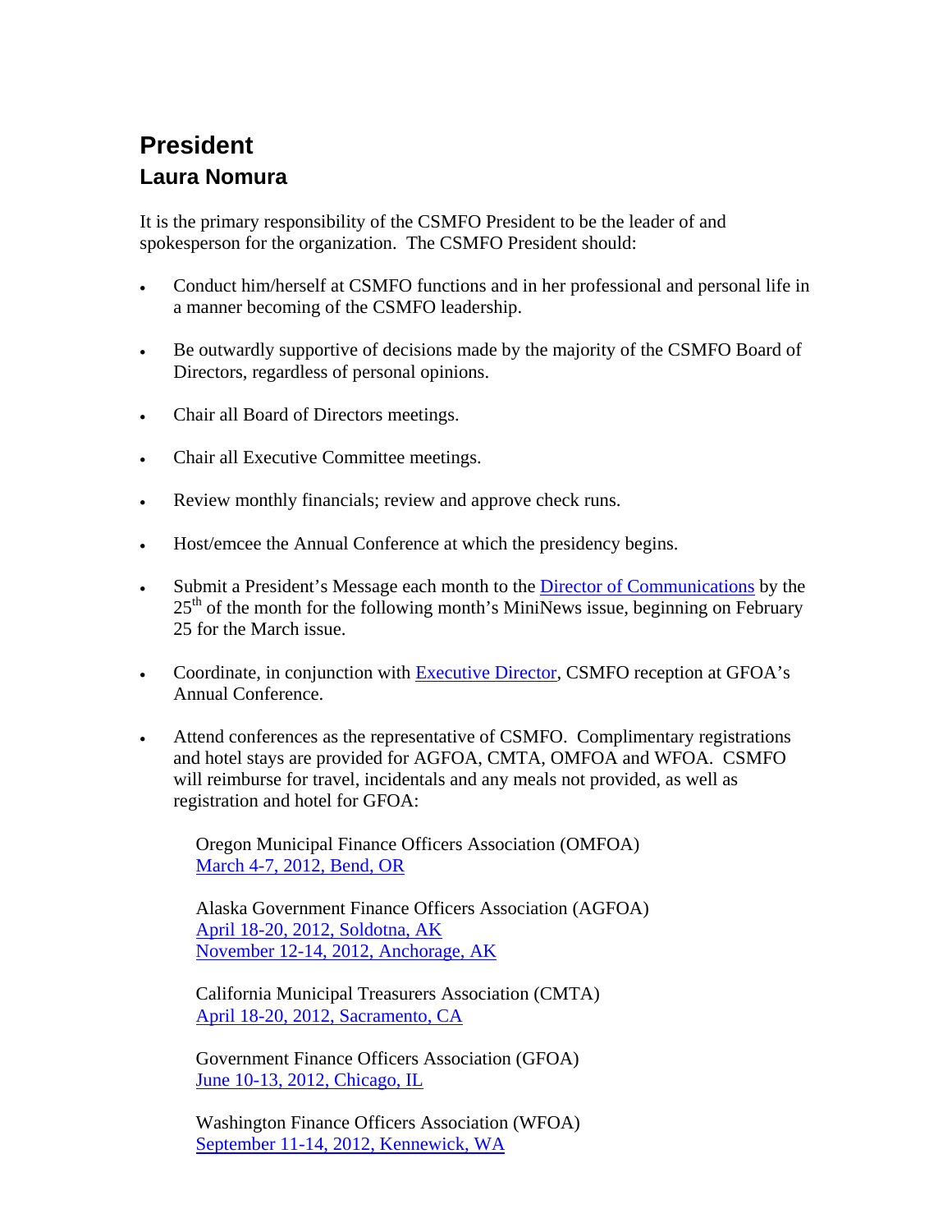# President

## Laura Nomura

It is the primary responsibility of the CSMFO President to be the leader of and spokesperson for the organization. The CSMFO President should:

- Conduct him/herself at CSMFO functions and in her professional and personal life in a manner becoming of the CSMFO leadership.
- Be outwardly supportive of decisions made by the majority of the CSMFO Board of Directors, regardless of personal opinions.
- Chair all Board of Directors meetings.
- Chair all Executive Committee meetings.
- Review monthly financials; review and approve check runs.
- Host/emcee the Annual Conference at which the presidency begins.
- Submit a President's Message each month to the Director of Communications by the 25th of the month for the following month's MiniNews issue, beginning on February 25 for the March issue.
- Coordinate, in conjunction with Executive Director, CSMFO reception at GFOA's Annual Conference.
- Attend conferences as the representative of CSMFO. Complimentary registrations and hotel stays are provided for AGFOA, CMTA, OMFOA and WFOA. CSMFO will reimburse for travel, incidentals and any meals not provided, as well as registration and hotel for GFOA:

  Oregon Municipal Finance Officers Association (OMFOA)
  March 4-7, 2012, Bend, OR

  Alaska Government Finance Officers Association (AGFOA)
  April 18-20, 2012, Soldotna, AK
  November 12-14, 2012, Anchorage, AK

  California Municipal Treasurers Association (CMTA)
  April 18-20, 2012, Sacramento, CA

  Government Finance Officers Association (GFOA)
  June 10-13, 2012, Chicago, IL

  Washington Finance Officers Association (WFOA)
  September 11-14, 2012, Kennewick, WA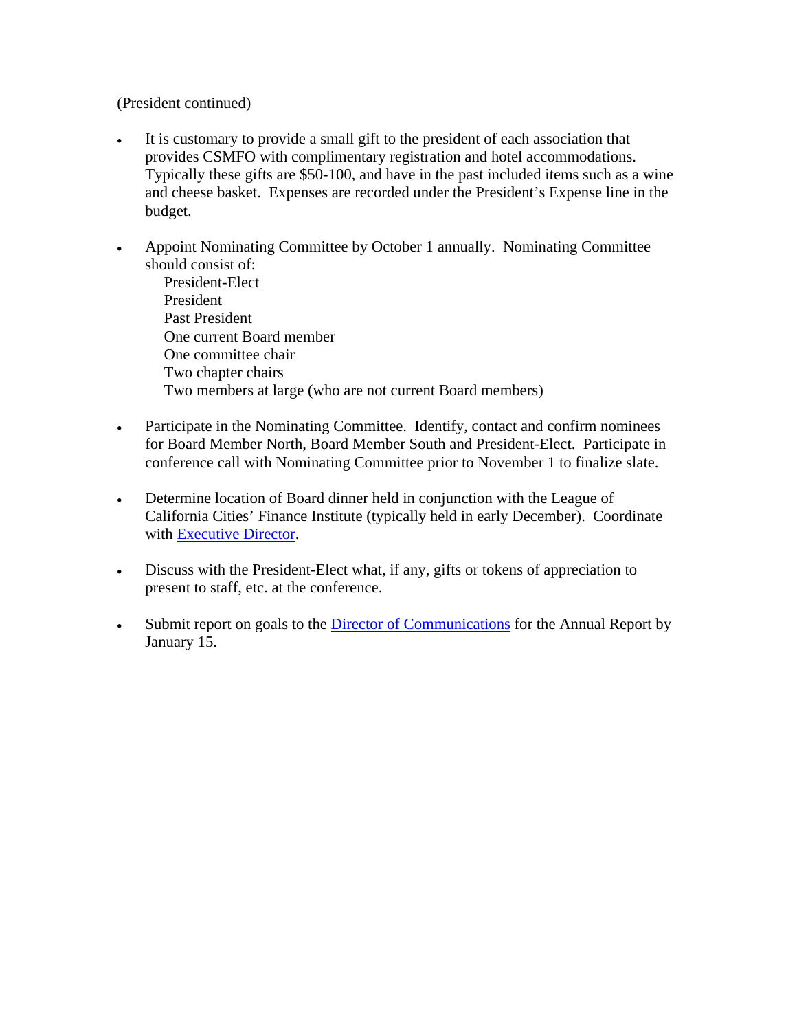(President continued)

- It is customary to provide a small gift to the president of each association that provides CSMFO with complimentary registration and hotel accommodations. Typically these gifts are $50-100, and have in the past included items such as a wine and cheese basket. Expenses are recorded under the President's Expense line in the budget.

- Appoint Nominating Committee by October 1 annually. Nominating Committee should consist of:
  - President-Elect
  - President
  - Past President
  - One current Board member
  - One committee chair
  - Two chapter chairs
  - Two members at large (who are not current Board members)

- Participate in the Nominating Committee. Identify, contact and confirm nominees for Board Member North, Board Member South and President-Elect. Participate in conference call with Nominating Committee prior to November 1 to finalize slate.

- Determine location of Board dinner held in conjunction with the League of California Cities' Finance Institute (typically held in early December). Coordinate with Executive Director.

- Discuss with the President-Elect what, if any, gifts or tokens of appreciation to present to staff, etc. at the conference.

- Submit report on goals to the Director of Communications for the Annual Report by January 15.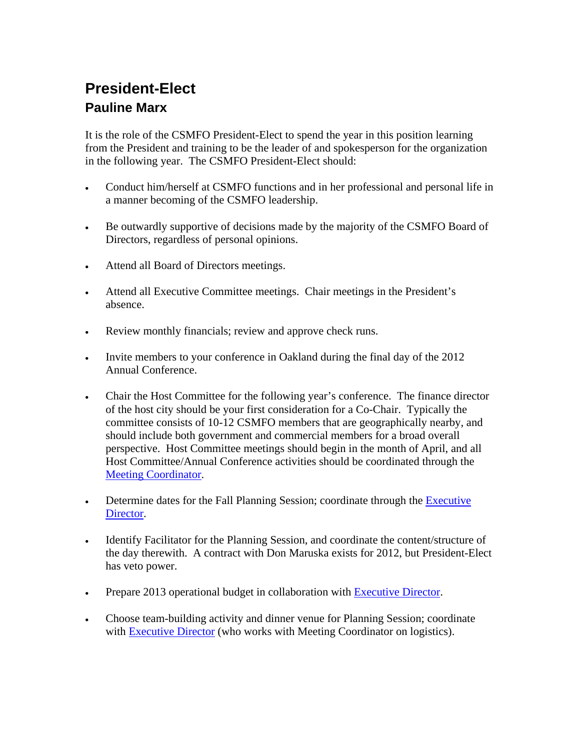# President-Elect

## Pauline Marx

It is the role of the CSMFO President-Elect to spend the year in this position learning from the President and training to be the leader of and spokesperson for the organization in the following year. The CSMFO President-Elect should:

- Conduct him/herself at CSMFO functions and in her professional and personal life in a manner becoming of the CSMFO leadership.
- Be outwardly supportive of decisions made by the majority of the CSMFO Board of Directors, regardless of personal opinions.
- Attend all Board of Directors meetings.
- Attend all Executive Committee meetings. Chair meetings in the President's absence.
- Review monthly financials; review and approve check runs.
- Invite members to your conference in Oakland during the final day of the 2012 Annual Conference.
- Chair the Host Committee for the following year's conference. The finance director of the host city should be your first consideration for a Co-Chair. Typically the committee consists of 10-12 CSMFO members that are geographically nearby, and should include both government and commercial members for a broad overall perspective. Host Committee meetings should begin in the month of April, and all Host Committee/Annual Conference activities should be coordinated through the Meeting Coordinator.
- Determine dates for the Fall Planning Session; coordinate through the Executive Director.
- Identify Facilitator for the Planning Session, and coordinate the content/structure of the day therewith. A contract with Don Maruska exists for 2012, but President-Elect has veto power.
- Prepare 2013 operational budget in collaboration with Executive Director.
- Choose team-building activity and dinner venue for Planning Session; coordinate with Executive Director (who works with Meeting Coordinator on logistics).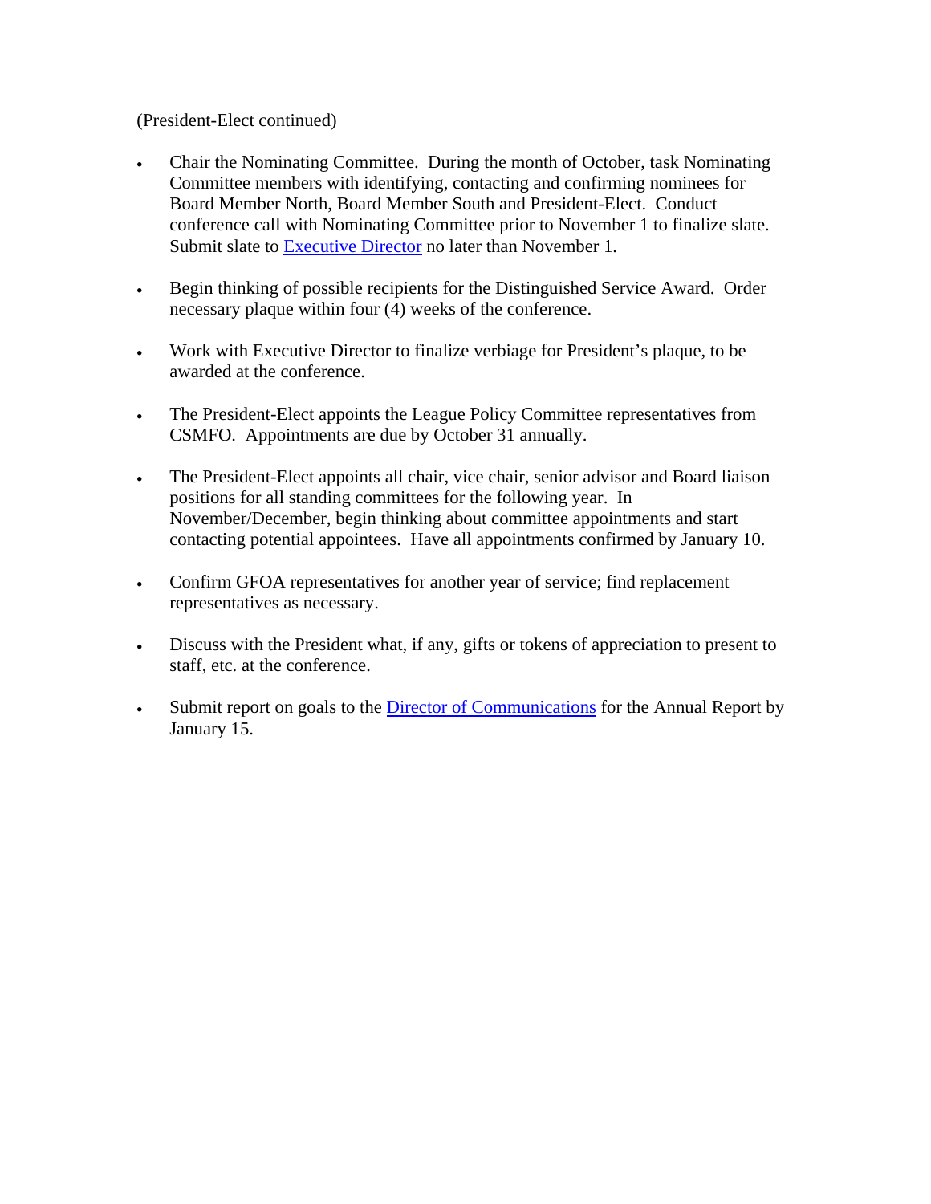(President-Elect continued)

- Chair the Nominating Committee. During the month of October, task Nominating Committee members with identifying, contacting and confirming nominees for Board Member North, Board Member South and President-Elect. Conduct conference call with Nominating Committee prior to November 1 to finalize slate. Submit slate to Executive Director no later than November 1.

- Begin thinking of possible recipients for the Distinguished Service Award. Order necessary plaque within four (4) weeks of the conference.

- Work with Executive Director to finalize verbiage for President's plaque, to be awarded at the conference.

- The President-Elect appoints the League Policy Committee representatives from CSMFO. Appointments are due by October 31 annually.

- The President-Elect appoints all chair, vice chair, senior advisor and Board liaison positions for all standing committees for the following year. In November/December, begin thinking about committee appointments and start contacting potential appointees. Have all appointments confirmed by January 10.

- Confirm GFOA representatives for another year of service; find replacement representatives as necessary.

- Discuss with the President what, if any, gifts or tokens of appreciation to present to staff, etc. at the conference.

- Submit report on goals to the Director of Communications for the Annual Report by January 15.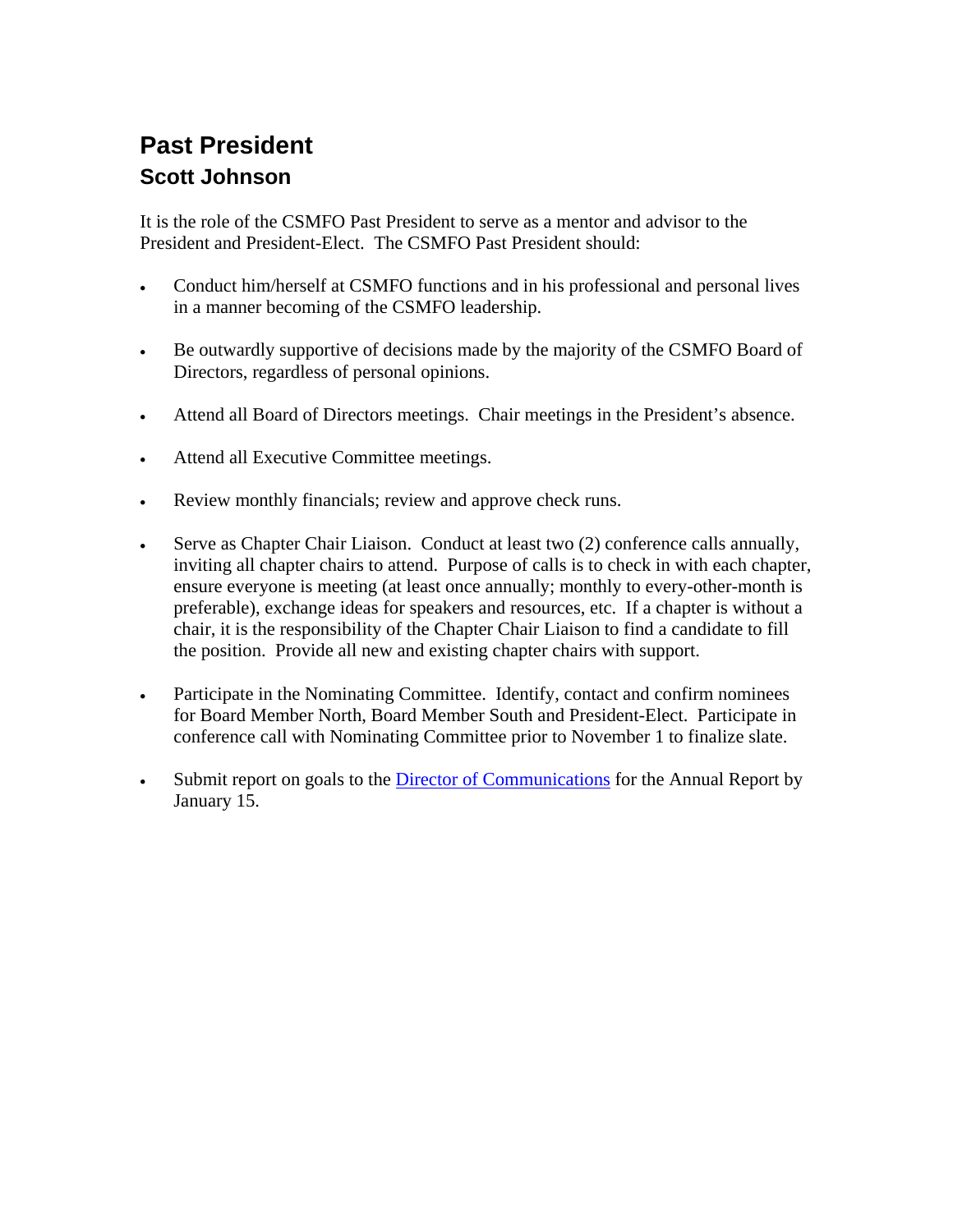# Past President

## Scott Johnson

It is the role of the CSMFO Past President to serve as a mentor and advisor to the President and President-Elect. The CSMFO Past President should:

- Conduct him/herself at CSMFO functions and in his professional and personal lives in a manner becoming of the CSMFO leadership.

- Be outwardly supportive of decisions made by the majority of the CSMFO Board of Directors, regardless of personal opinions.

- Attend all Board of Directors meetings. Chair meetings in the President's absence.

- Attend all Executive Committee meetings.

- Review monthly financials; review and approve check runs.

- Serve as Chapter Chair Liaison. Conduct at least two (2) conference calls annually, inviting all chapter chairs to attend. Purpose of calls is to check in with each chapter, ensure everyone is meeting (at least once annually; monthly to every-other-month is preferable), exchange ideas for speakers and resources, etc. If a chapter is without a chair, it is the responsibility of the Chapter Chair Liaison to find a candidate to fill the position. Provide all new and existing chapter chairs with support.

- Participate in the Nominating Committee. Identify, contact and confirm nominees for Board Member North, Board Member South and President-Elect. Participate in conference call with Nominating Committee prior to November 1 to finalize slate.

- Submit report on goals to the Director of Communications for the Annual Report by January 15.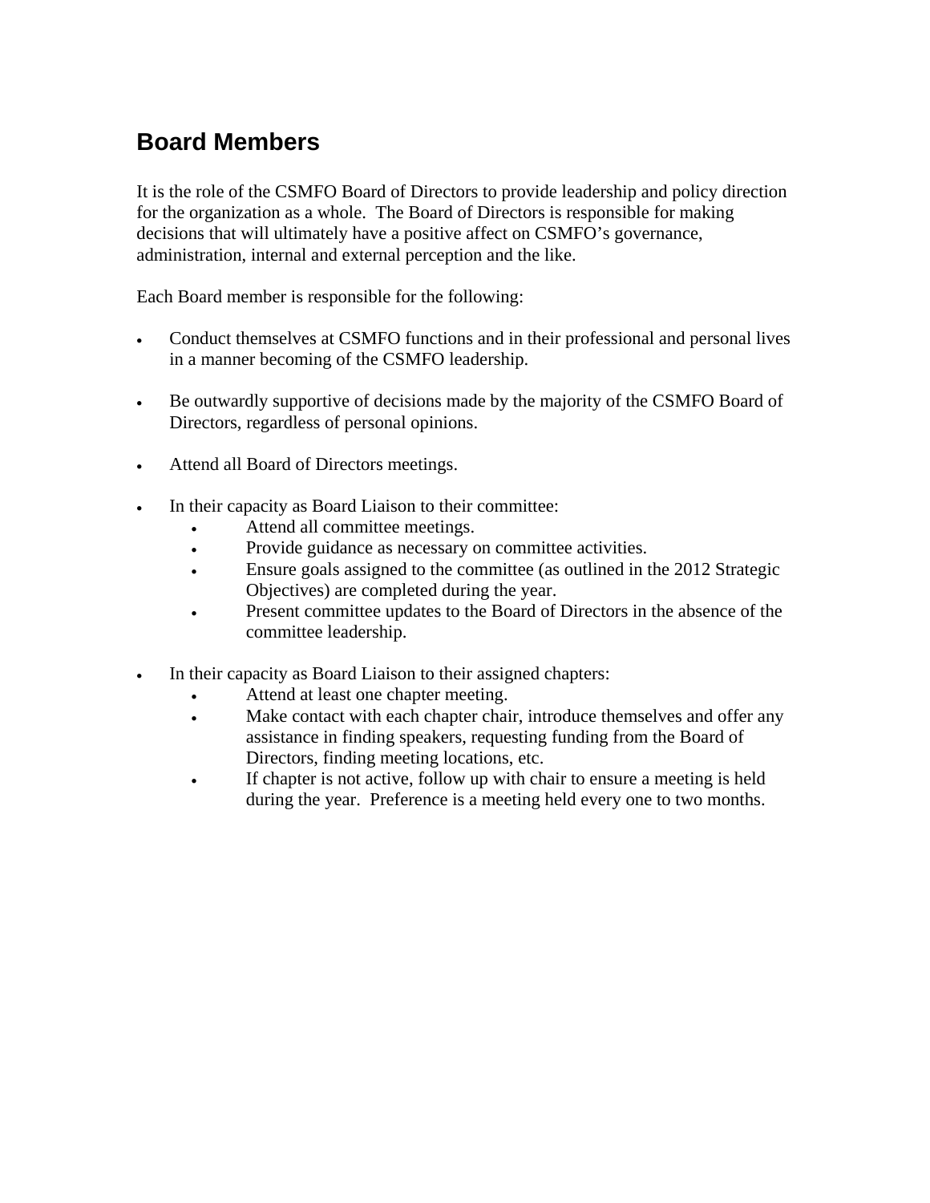## Board Members

It is the role of the CSMFO Board of Directors to provide leadership and policy direction for the organization as a whole. The Board of Directors is responsible for making decisions that will ultimately have a positive affect on CSMFO's governance, administration, internal and external perception and the like.

Each Board member is responsible for the following:

- Conduct themselves at CSMFO functions and in their professional and personal lives in a manner becoming of the CSMFO leadership.
- Be outwardly supportive of decisions made by the majority of the CSMFO Board of Directors, regardless of personal opinions.
- Attend all Board of Directors meetings.
- In their capacity as Board Liaison to their committee:
  - Attend all committee meetings.
  - Provide guidance as necessary on committee activities.
  - Ensure goals assigned to the committee (as outlined in the 2012 Strategic Objectives) are completed during the year.
  - Present committee updates to the Board of Directors in the absence of the committee leadership.
- In their capacity as Board Liaison to their assigned chapters:
  - Attend at least one chapter meeting.
  - Make contact with each chapter chair, introduce themselves and offer any assistance in finding speakers, requesting funding from the Board of Directors, finding meeting locations, etc.
  - If chapter is not active, follow up with chair to ensure a meeting is held during the year. Preference is a meeting held every one to two months.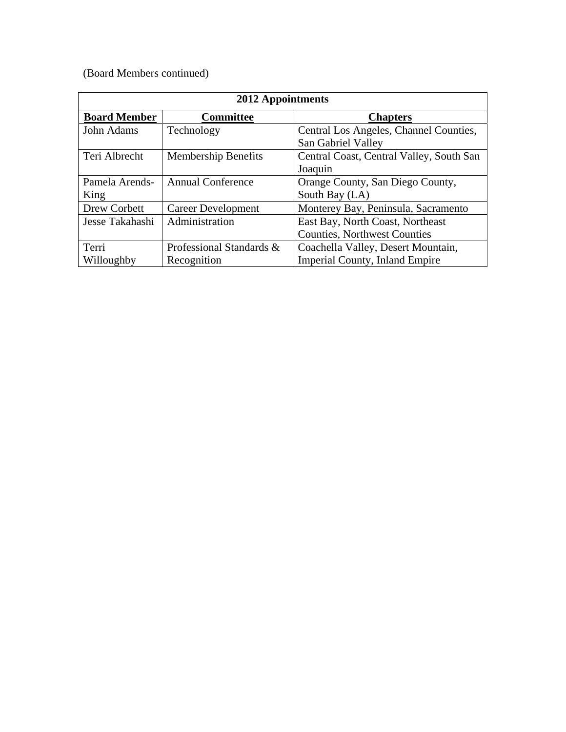(Board Members continued)

| 2012 Appointments | | |
|---|---|---|
| **Board Member** | **Committee** | **Chapters** |
| John Adams | Technology | Central Los Angeles, Channel Counties, San Gabriel Valley |
| Teri Albrecht | Membership Benefits | Central Coast, Central Valley, South San Joaquin |
| Pamela Arends-King | Annual Conference | Orange County, San Diego County, South Bay (LA) |
| Drew Corbett | Career Development | Monterey Bay, Peninsula, Sacramento |
| Jesse Takahashi | Administration | East Bay, North Coast, Northeast Counties, Northwest Counties |
| Terri Willoughby | Professional Standards & Recognition | Coachella Valley, Desert Mountain, Imperial County, Inland Empire |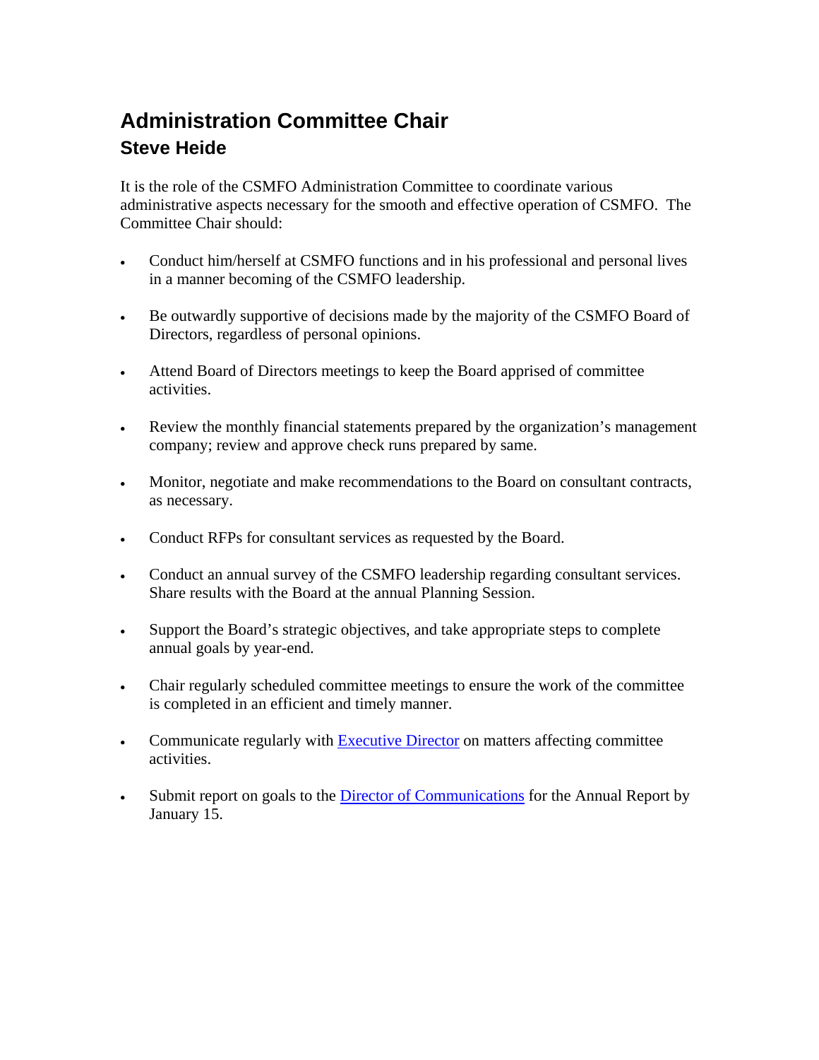# Administration Committee Chair

## Steve Heide

It is the role of the CSMFO Administration Committee to coordinate various administrative aspects necessary for the smooth and effective operation of CSMFO. The Committee Chair should:

- Conduct him/herself at CSMFO functions and in his professional and personal lives in a manner becoming of the CSMFO leadership.
- Be outwardly supportive of decisions made by the majority of the CSMFO Board of Directors, regardless of personal opinions.
- Attend Board of Directors meetings to keep the Board apprised of committee activities.
- Review the monthly financial statements prepared by the organization's management company; review and approve check runs prepared by same.
- Monitor, negotiate and make recommendations to the Board on consultant contracts, as necessary.
- Conduct RFPs for consultant services as requested by the Board.
- Conduct an annual survey of the CSMFO leadership regarding consultant services. Share results with the Board at the annual Planning Session.
- Support the Board's strategic objectives, and take appropriate steps to complete annual goals by year-end.
- Chair regularly scheduled committee meetings to ensure the work of the committee is completed in an efficient and timely manner.
- Communicate regularly with Executive Director on matters affecting committee activities.
- Submit report on goals to the Director of Communications for the Annual Report by January 15.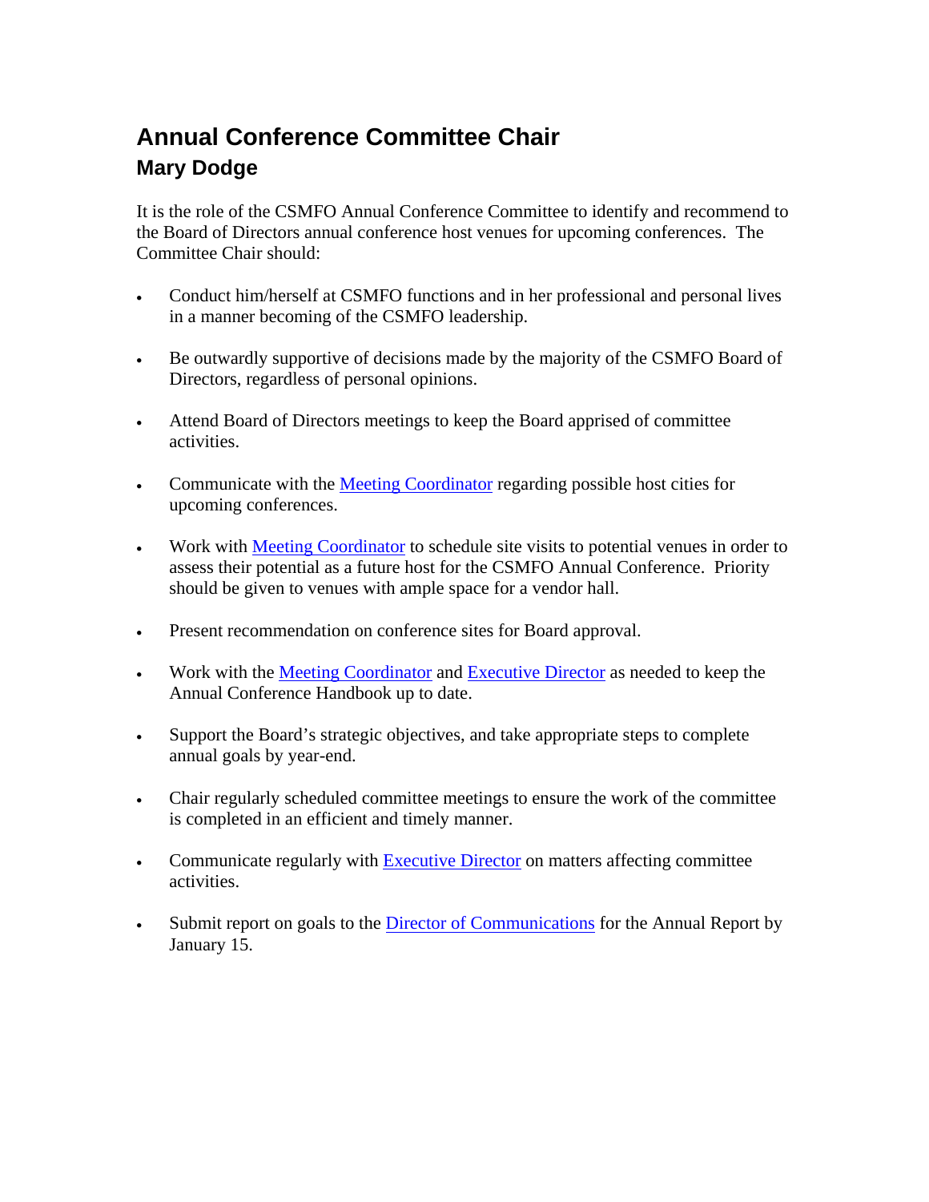# Annual Conference Committee Chair

## Mary Dodge

It is the role of the CSMFO Annual Conference Committee to identify and recommend to the Board of Directors annual conference host venues for upcoming conferences. The Committee Chair should:

- Conduct him/herself at CSMFO functions and in her professional and personal lives in a manner becoming of the CSMFO leadership.
- Be outwardly supportive of decisions made by the majority of the CSMFO Board of Directors, regardless of personal opinions.
- Attend Board of Directors meetings to keep the Board apprised of committee activities.
- Communicate with the Meeting Coordinator regarding possible host cities for upcoming conferences.
- Work with Meeting Coordinator to schedule site visits to potential venues in order to assess their potential as a future host for the CSMFO Annual Conference. Priority should be given to venues with ample space for a vendor hall.
- Present recommendation on conference sites for Board approval.
- Work with the Meeting Coordinator and Executive Director as needed to keep the Annual Conference Handbook up to date.
- Support the Board's strategic objectives, and take appropriate steps to complete annual goals by year-end.
- Chair regularly scheduled committee meetings to ensure the work of the committee is completed in an efficient and timely manner.
- Communicate regularly with Executive Director on matters affecting committee activities.
- Submit report on goals to the Director of Communications for the Annual Report by January 15.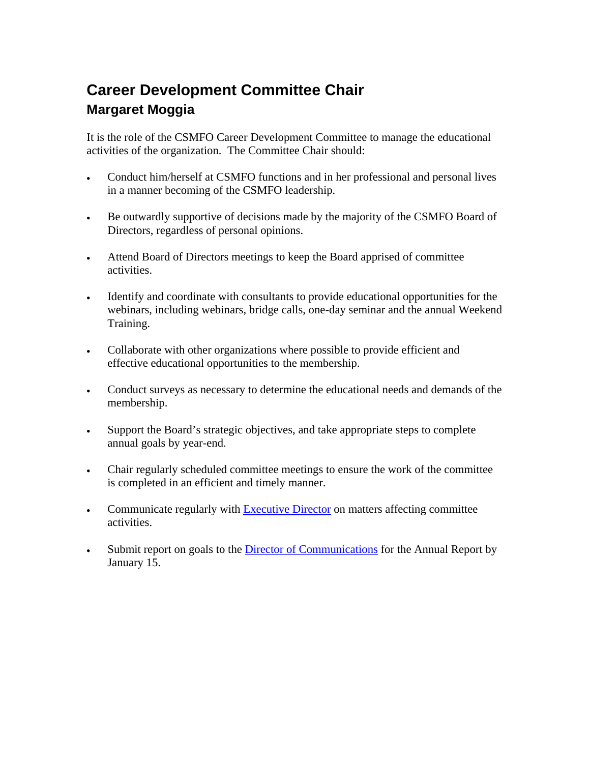# Career Development Committee Chair
## Margaret Moggia

It is the role of the CSMFO Career Development Committee to manage the educational activities of the organization.  The Committee Chair should:

- Conduct him/herself at CSMFO functions and in her professional and personal lives in a manner becoming of the CSMFO leadership.
- Be outwardly supportive of decisions made by the majority of the CSMFO Board of Directors, regardless of personal opinions.
- Attend Board of Directors meetings to keep the Board apprised of committee activities.
- Identify and coordinate with consultants to provide educational opportunities for the webinars, including webinars, bridge calls, one-day seminar and the annual Weekend Training.
- Collaborate with other organizations where possible to provide efficient and effective educational opportunities to the membership.
- Conduct surveys as necessary to determine the educational needs and demands of the membership.
- Support the Board's strategic objectives, and take appropriate steps to complete annual goals by year-end.
- Chair regularly scheduled committee meetings to ensure the work of the committee is completed in an efficient and timely manner.
- Communicate regularly with Executive Director on matters affecting committee activities.
- Submit report on goals to the Director of Communications for the Annual Report by January 15.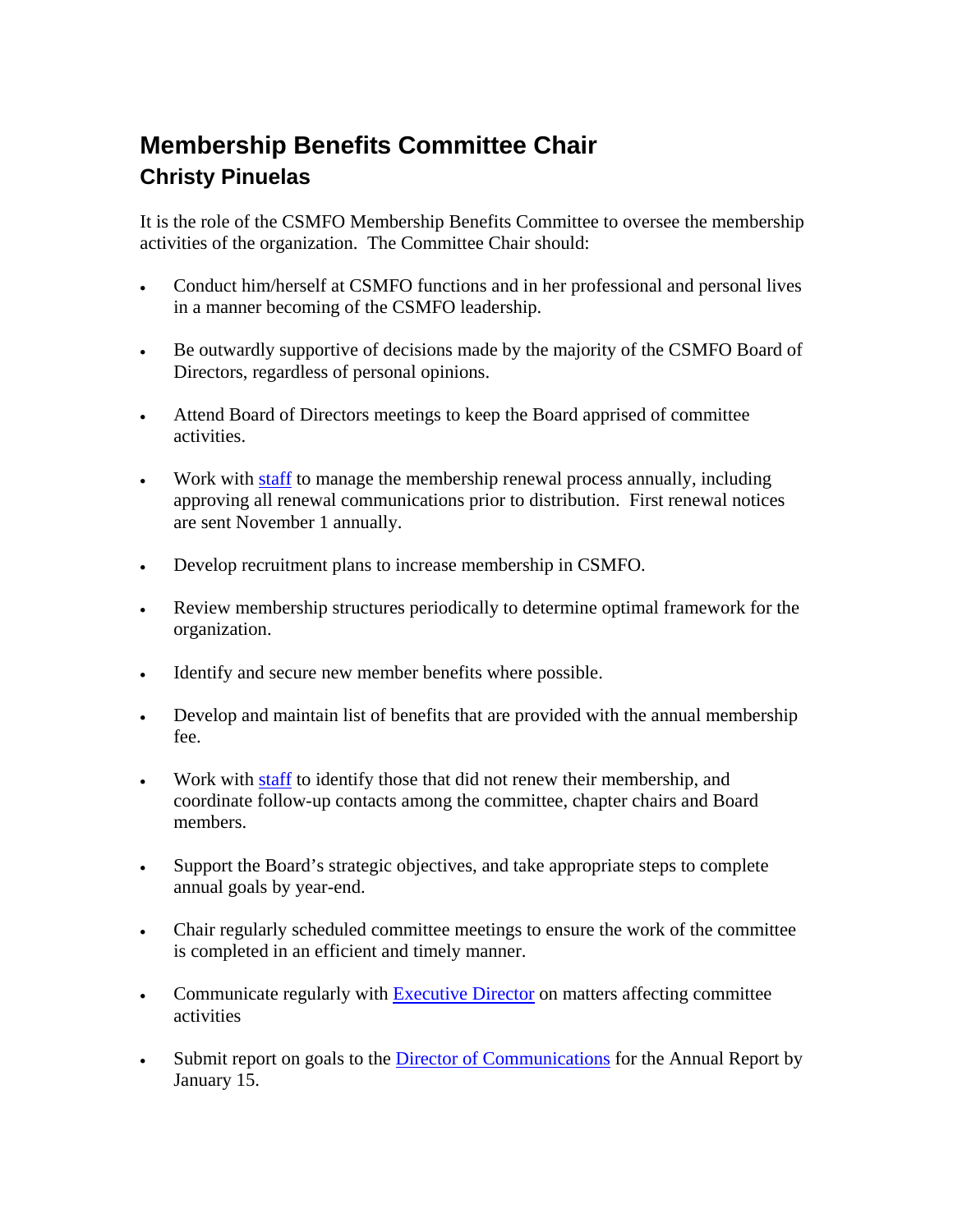# Membership Benefits Committee Chair

## Christy Pinuelas

It is the role of the CSMFO Membership Benefits Committee to oversee the membership activities of the organization. The Committee Chair should:

- Conduct him/herself at CSMFO functions and in her professional and personal lives in a manner becoming of the CSMFO leadership.
- Be outwardly supportive of decisions made by the majority of the CSMFO Board of Directors, regardless of personal opinions.
- Attend Board of Directors meetings to keep the Board apprised of committee activities.
- Work with staff to manage the membership renewal process annually, including approving all renewal communications prior to distribution. First renewal notices are sent November 1 annually.
- Develop recruitment plans to increase membership in CSMFO.
- Review membership structures periodically to determine optimal framework for the organization.
- Identify and secure new member benefits where possible.
- Develop and maintain list of benefits that are provided with the annual membership fee.
- Work with staff to identify those that did not renew their membership, and coordinate follow-up contacts among the committee, chapter chairs and Board members.
- Support the Board's strategic objectives, and take appropriate steps to complete annual goals by year-end.
- Chair regularly scheduled committee meetings to ensure the work of the committee is completed in an efficient and timely manner.
- Communicate regularly with Executive Director on matters affecting committee activities
- Submit report on goals to the Director of Communications for the Annual Report by January 15.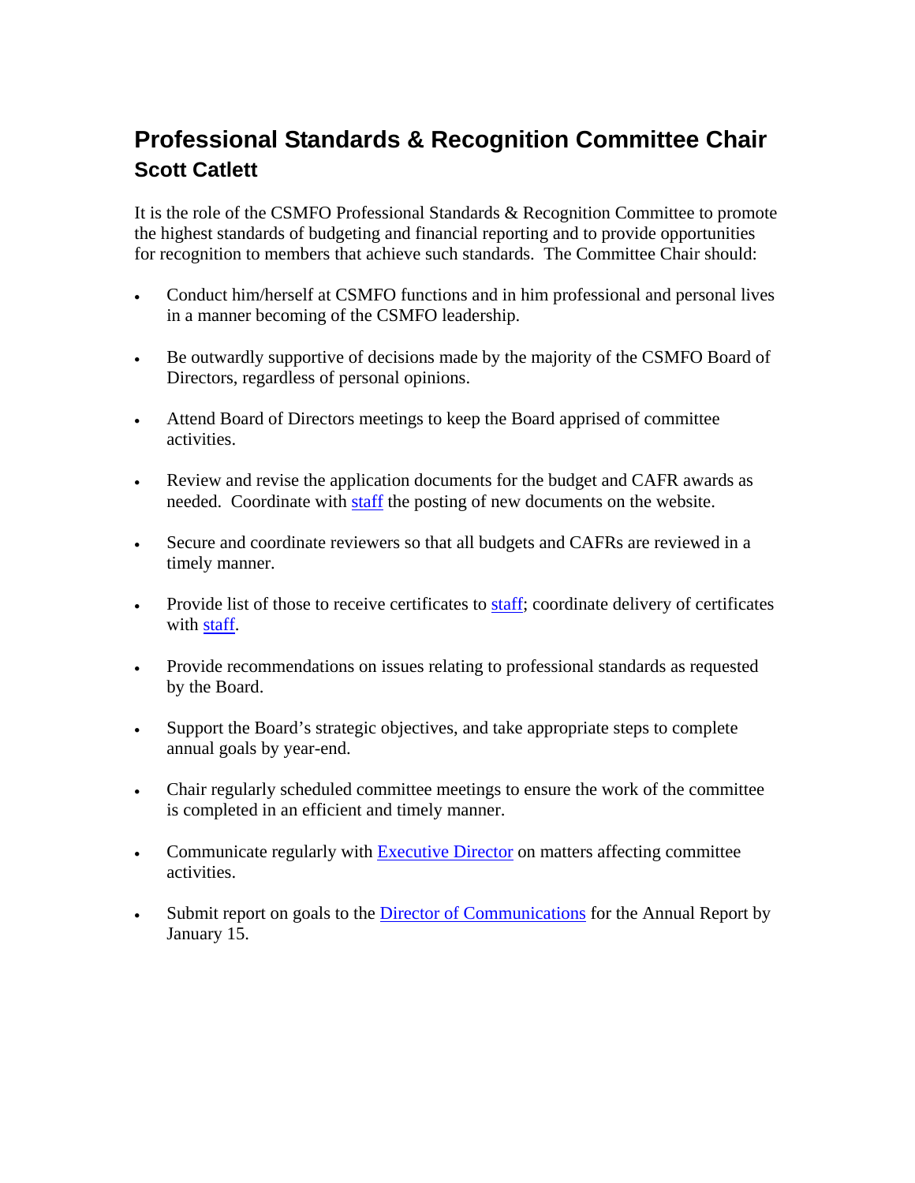# Professional Standards & Recognition Committee Chair

## Scott Catlett

It is the role of the CSMFO Professional Standards & Recognition Committee to promote the highest standards of budgeting and financial reporting and to provide opportunities for recognition to members that achieve such standards. The Committee Chair should:

- Conduct him/herself at CSMFO functions and in him professional and personal lives in a manner becoming of the CSMFO leadership.
- Be outwardly supportive of decisions made by the majority of the CSMFO Board of Directors, regardless of personal opinions.
- Attend Board of Directors meetings to keep the Board apprised of committee activities.
- Review and revise the application documents for the budget and CAFR awards as needed. Coordinate with staff the posting of new documents on the website.
- Secure and coordinate reviewers so that all budgets and CAFRs are reviewed in a timely manner.
- Provide list of those to receive certificates to staff; coordinate delivery of certificates with staff.
- Provide recommendations on issues relating to professional standards as requested by the Board.
- Support the Board's strategic objectives, and take appropriate steps to complete annual goals by year-end.
- Chair regularly scheduled committee meetings to ensure the work of the committee is completed in an efficient and timely manner.
- Communicate regularly with Executive Director on matters affecting committee activities.
- Submit report on goals to the Director of Communications for the Annual Report by January 15.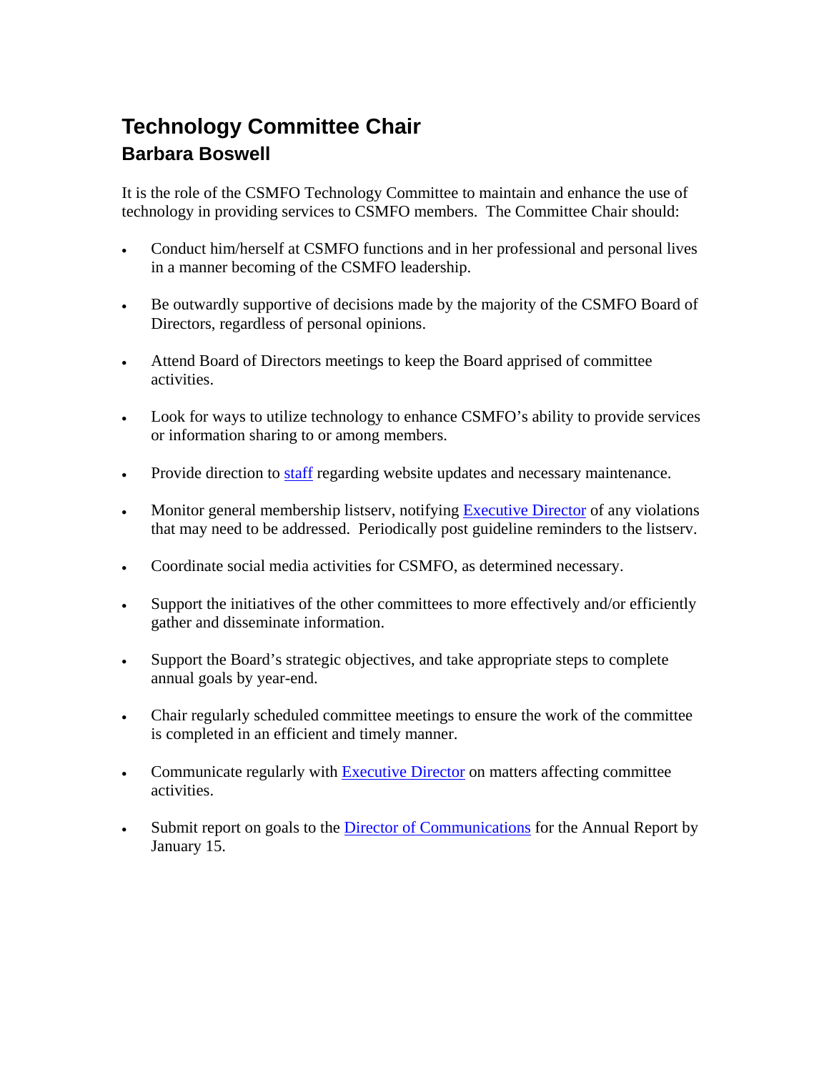# Technology Committee Chair

## Barbara Boswell

It is the role of the CSMFO Technology Committee to maintain and enhance the use of technology in providing services to CSMFO members. The Committee Chair should:

- Conduct him/herself at CSMFO functions and in her professional and personal lives in a manner becoming of the CSMFO leadership.
- Be outwardly supportive of decisions made by the majority of the CSMFO Board of Directors, regardless of personal opinions.
- Attend Board of Directors meetings to keep the Board apprised of committee activities.
- Look for ways to utilize technology to enhance CSMFO's ability to provide services or information sharing to or among members.
- Provide direction to staff regarding website updates and necessary maintenance.
- Monitor general membership listserv, notifying Executive Director of any violations that may need to be addressed. Periodically post guideline reminders to the listserv.
- Coordinate social media activities for CSMFO, as determined necessary.
- Support the initiatives of the other committees to more effectively and/or efficiently gather and disseminate information.
- Support the Board's strategic objectives, and take appropriate steps to complete annual goals by year-end.
- Chair regularly scheduled committee meetings to ensure the work of the committee is completed in an efficient and timely manner.
- Communicate regularly with Executive Director on matters affecting committee activities.
- Submit report on goals to the Director of Communications for the Annual Report by January 15.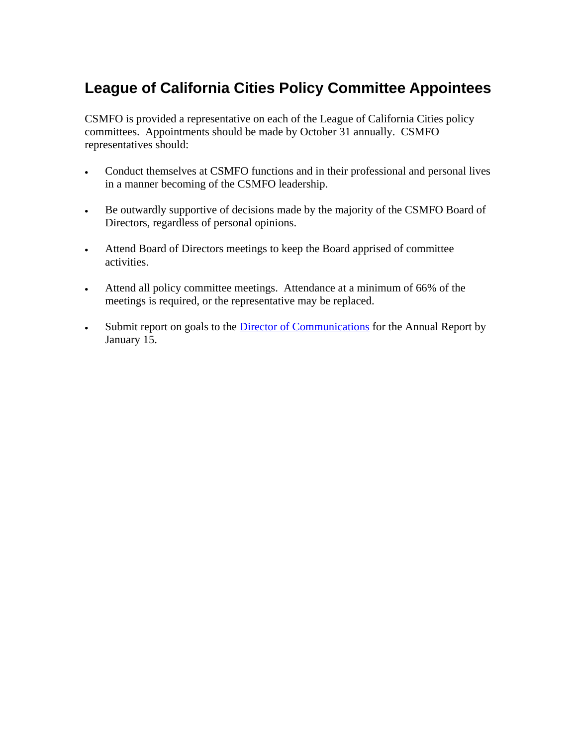## League of California Cities Policy Committee Appointees

CSMFO is provided a representative on each of the League of California Cities policy committees. Appointments should be made by October 31 annually. CSMFO representatives should:

- Conduct themselves at CSMFO functions and in their professional and personal lives in a manner becoming of the CSMFO leadership.
- Be outwardly supportive of decisions made by the majority of the CSMFO Board of Directors, regardless of personal opinions.
- Attend Board of Directors meetings to keep the Board apprised of committee activities.
- Attend all policy committee meetings. Attendance at a minimum of 66% of the meetings is required, or the representative may be replaced.
- Submit report on goals to the Director of Communications for the Annual Report by January 15.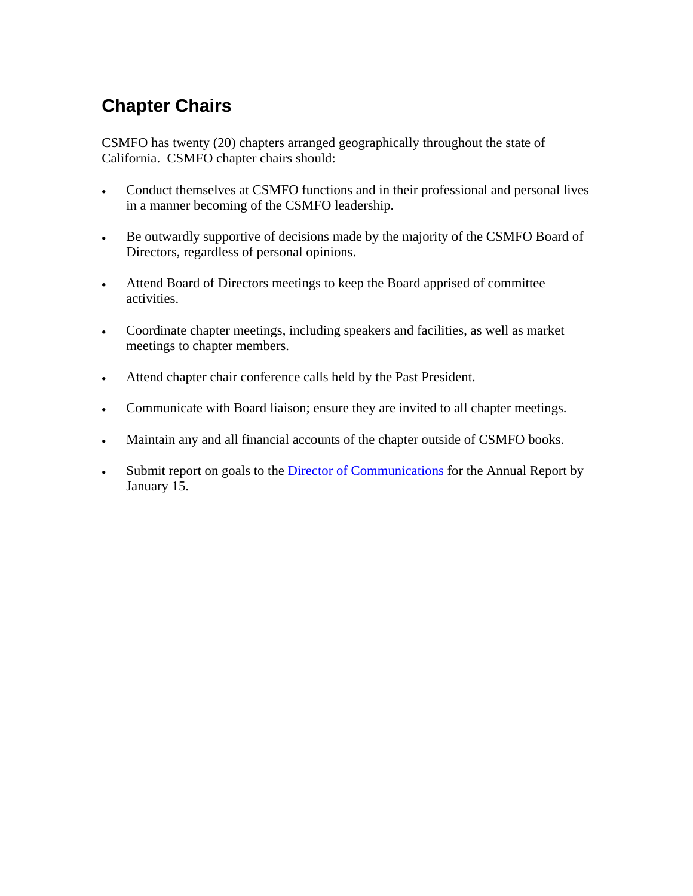## Chapter Chairs

CSMFO has twenty (20) chapters arranged geographically throughout the state of California. CSMFO chapter chairs should:

- Conduct themselves at CSMFO functions and in their professional and personal lives in a manner becoming of the CSMFO leadership.
- Be outwardly supportive of decisions made by the majority of the CSMFO Board of Directors, regardless of personal opinions.
- Attend Board of Directors meetings to keep the Board apprised of committee activities.
- Coordinate chapter meetings, including speakers and facilities, as well as market meetings to chapter members.
- Attend chapter chair conference calls held by the Past President.
- Communicate with Board liaison; ensure they are invited to all chapter meetings.
- Maintain any and all financial accounts of the chapter outside of CSMFO books.
- Submit report on goals to the Director of Communications for the Annual Report by January 15.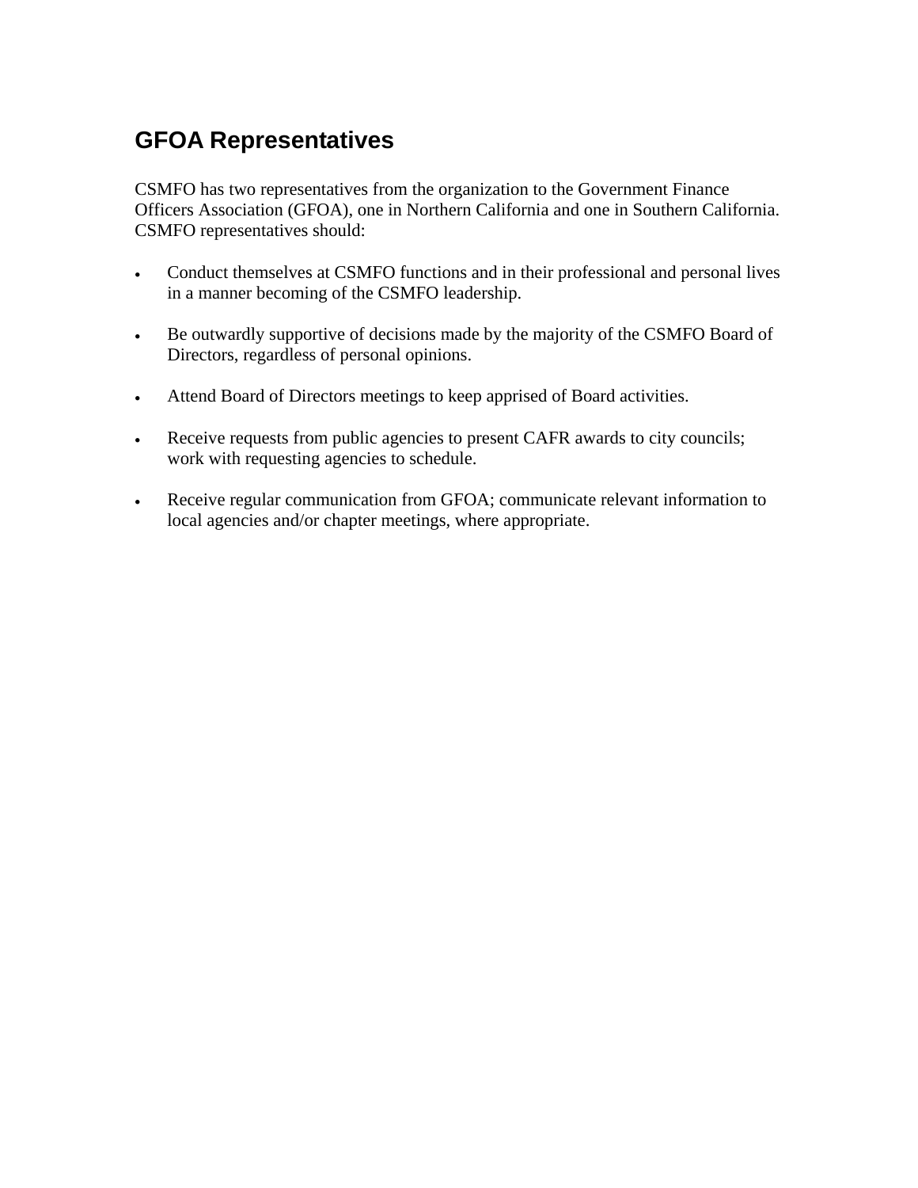## GFOA Representatives

CSMFO has two representatives from the organization to the Government Finance Officers Association (GFOA), one in Northern California and one in Southern California. CSMFO representatives should:

- Conduct themselves at CSMFO functions and in their professional and personal lives in a manner becoming of the CSMFO leadership.
- Be outwardly supportive of decisions made by the majority of the CSMFO Board of Directors, regardless of personal opinions.
- Attend Board of Directors meetings to keep apprised of Board activities.
- Receive requests from public agencies to present CAFR awards to city councils; work with requesting agencies to schedule.
- Receive regular communication from GFOA; communicate relevant information to local agencies and/or chapter meetings, where appropriate.